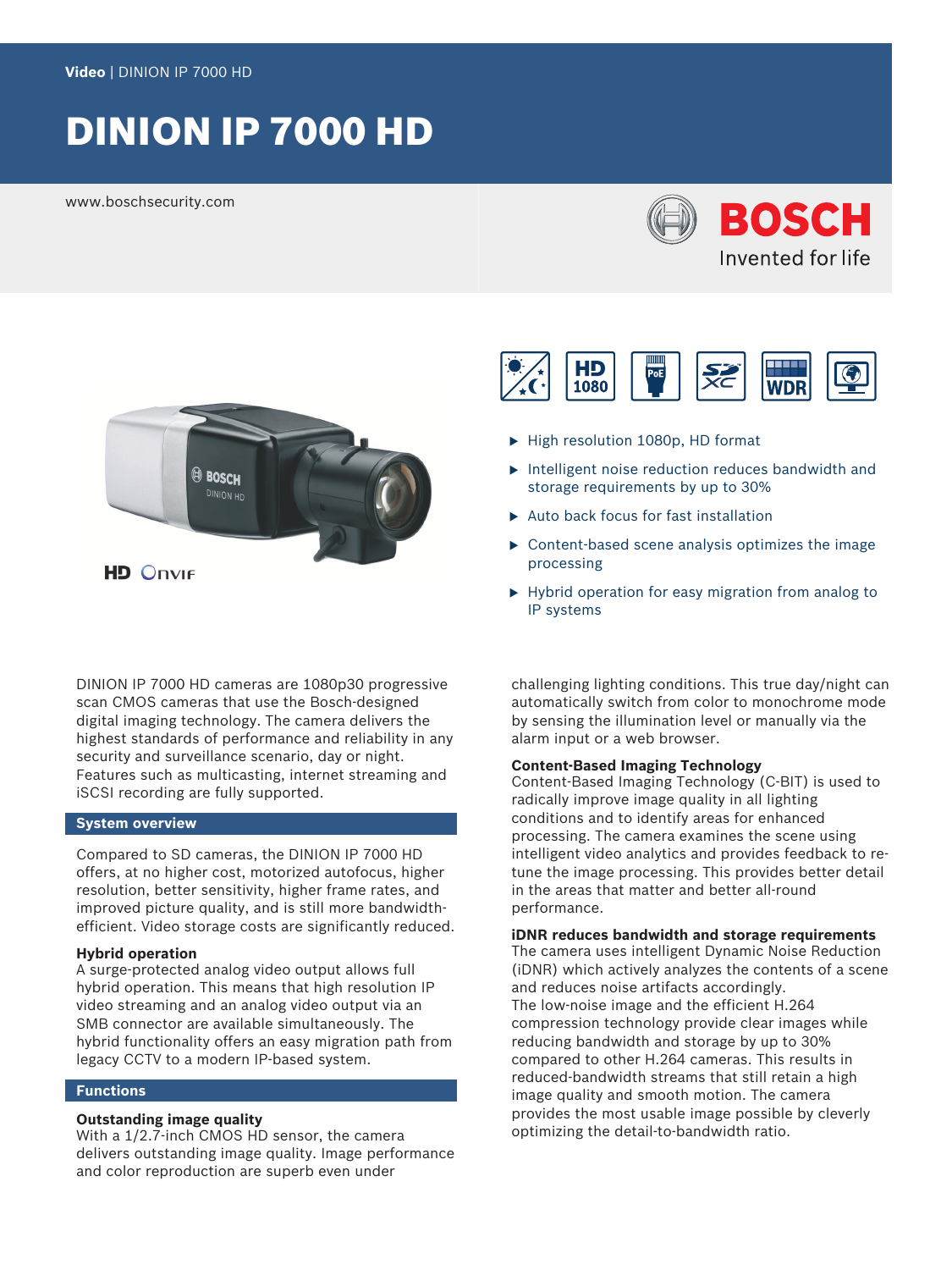Video | DINION IP 7000 HD

# DINION IP 7000 HD

www.boschsecurity.com

BOSCH
Invented for life

HD ONVIF

- High resolution 1080p, HD format
- Intelligent noise reduction reduces bandwidth and storage requirements by up to 30%
- Auto back focus for fast installation
- Content-based scene analysis optimizes the image processing
- Hybrid operation for easy migration from analog to IP systems

DINION IP 7000 HD cameras are 1080p30 progressive scan CMOS cameras that use the Bosch-designed digital imaging technology. The camera delivers the highest standards of performance and reliability in any security and surveillance scenario, day or night. Features such as multicasting, internet streaming and iSCSI recording are fully supported.

## System overview

Compared to SD cameras, the DINION IP 7000 HD offers, at no higher cost, motorized autofocus, higher resolution, better sensitivity, higher frame rates, and improved picture quality, and is still more bandwidth-efficient. Video storage costs are significantly reduced.

### Hybrid operation

A surge-protected analog video output allows full hybrid operation. This means that high resolution IP video streaming and an analog video output via an SMB connector are available simultaneously. The hybrid functionality offers an easy migration path from legacy CCTV to a modern IP-based system.

## Functions

### Outstanding image quality

With a 1/2.7-inch CMOS HD sensor, the camera delivers outstanding image quality. Image performance and color reproduction are superb even under challenging lighting conditions. This true day/night can automatically switch from color to monochrome mode by sensing the illumination level or manually via the alarm input or a web browser.

### Content-Based Imaging Technology

Content-Based Imaging Technology (C-BIT) is used to radically improve image quality in all lighting conditions and to identify areas for enhanced processing. The camera examines the scene using intelligent video analytics and provides feedback to re-tune the image processing. This provides better detail in the areas that matter and better all-round performance.

### iDNR reduces bandwidth and storage requirements

The camera uses intelligent Dynamic Noise Reduction (iDNR) which actively analyzes the contents of a scene and reduces noise artifacts accordingly.
The low-noise image and the efficient H.264 compression technology provide clear images while reducing bandwidth and storage by up to 30% compared to other H.264 cameras. This results in reduced-bandwidth streams that still retain a high image quality and smooth motion. The camera provides the most usable image possible by cleverly optimizing the detail-to-bandwidth ratio.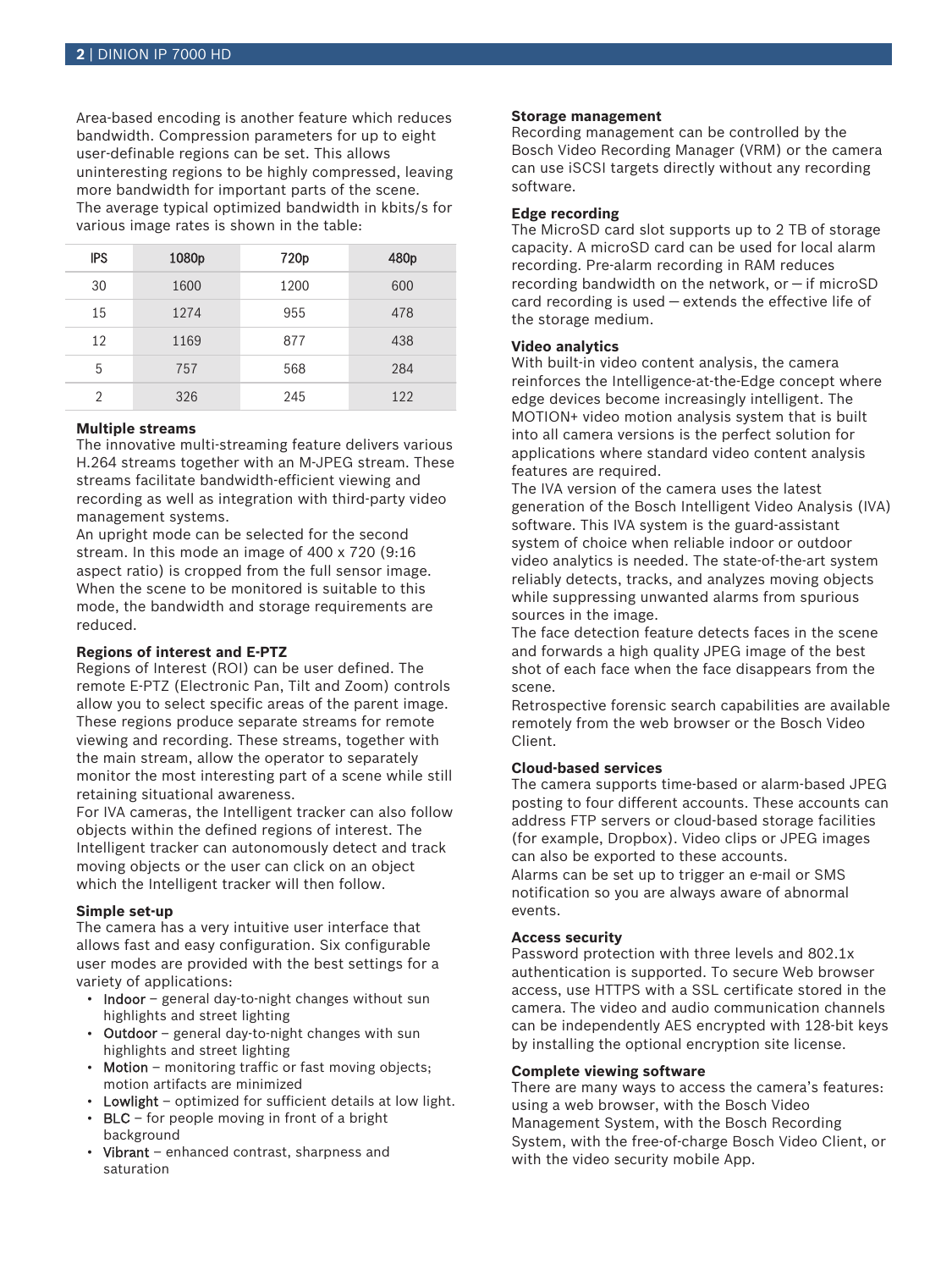Area-based encoding is another feature which reduces bandwidth. Compression parameters for up to eight user-definable regions can be set. This allows uninteresting regions to be highly compressed, leaving more bandwidth for important parts of the scene.
The average typical optimized bandwidth in kbits/s for various image rates is shown in the table:

| IPS | 1080p | 720p | 480p |
|---|---|---|---|
| 30 | 1600 | 1200 | 600 |
| 15 | 1274 | 955 | 478 |
| 12 | 1169 | 877 | 438 |
| 5 | 757 | 568 | 284 |
| 2 | 326 | 245 | 122 |

### Multiple streams

The innovative multi-streaming feature delivers various H.264 streams together with an M-JPEG stream. These streams facilitate bandwidth-efficient viewing and recording as well as integration with third-party video management systems.
An upright mode can be selected for the second stream. In this mode an image of 400 x 720 (9:16 aspect ratio) is cropped from the full sensor image. When the scene to be monitored is suitable to this mode, the bandwidth and storage requirements are reduced.

### Regions of interest and E-PTZ

Regions of Interest (ROI) can be user defined. The remote E-PTZ (Electronic Pan, Tilt and Zoom) controls allow you to select specific areas of the parent image. These regions produce separate streams for remote viewing and recording. These streams, together with the main stream, allow the operator to separately monitor the most interesting part of a scene while still retaining situational awareness.
For IVA cameras, the Intelligent tracker can also follow objects within the defined regions of interest. The Intelligent tracker can autonomously detect and track moving objects or the user can click on an object which the Intelligent tracker will then follow.

### Simple set-up

The camera has a very intuitive user interface that allows fast and easy configuration. Six configurable user modes are provided with the best settings for a variety of applications:

- Indoor – general day-to-night changes without sun highlights and street lighting
- Outdoor – general day-to-night changes with sun highlights and street lighting
- Motion – monitoring traffic or fast moving objects; motion artifacts are minimized
- Lowlight – optimized for sufficient details at low light.
- BLC – for people moving in front of a bright background
- Vibrant – enhanced contrast, sharpness and saturation

### Storage management

Recording management can be controlled by the Bosch Video Recording Manager (VRM) or the camera can use iSCSI targets directly without any recording software.

### Edge recording

The MicroSD card slot supports up to 2 TB of storage capacity. A microSD card can be used for local alarm recording. Pre-alarm recording in RAM reduces recording bandwidth on the network, or — if microSD card recording is used — extends the effective life of the storage medium.

### Video analytics

With built-in video content analysis, the camera reinforces the Intelligence-at-the-Edge concept where edge devices become increasingly intelligent. The MOTION+ video motion analysis system that is built into all camera versions is the perfect solution for applications where standard video content analysis features are required.
The IVA version of the camera uses the latest generation of the Bosch Intelligent Video Analysis (IVA) software. This IVA system is the guard-assistant system of choice when reliable indoor or outdoor video analytics is needed. The state-of-the-art system reliably detects, tracks, and analyzes moving objects while suppressing unwanted alarms from spurious sources in the image.
The face detection feature detects faces in the scene and forwards a high quality JPEG image of the best shot of each face when the face disappears from the scene.
Retrospective forensic search capabilities are available remotely from the web browser or the Bosch Video Client.

### Cloud-based services

The camera supports time-based or alarm-based JPEG posting to four different accounts. These accounts can address FTP servers or cloud-based storage facilities (for example, Dropbox). Video clips or JPEG images can also be exported to these accounts.
Alarms can be set up to trigger an e-mail or SMS notification so you are always aware of abnormal events.

### Access security

Password protection with three levels and 802.1x authentication is supported. To secure Web browser access, use HTTPS with a SSL certificate stored in the camera. The video and audio communication channels can be independently AES encrypted with 128-bit keys by installing the optional encryption site license.

### Complete viewing software

There are many ways to access the camera's features: using a web browser, with the Bosch Video Management System, with the Bosch Recording System, with the free-of-charge Bosch Video Client, or with the video security mobile App.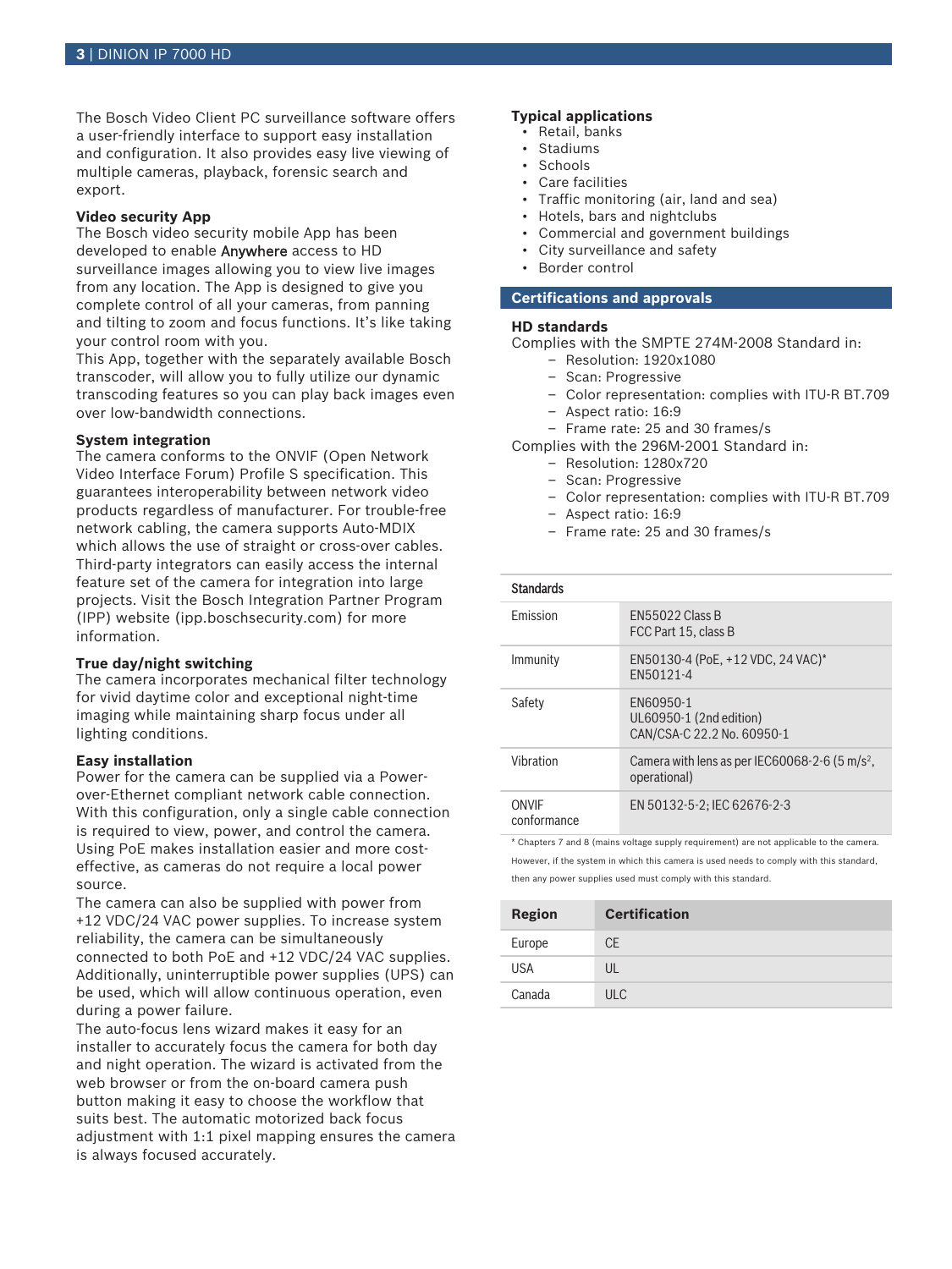The Bosch Video Client PC surveillance software offers a user-friendly interface to support easy installation and configuration. It also provides easy live viewing of multiple cameras, playback, forensic search and export.

**Video security App**

The Bosch video security mobile App has been developed to enable Anywhere access to HD surveillance images allowing you to view live images from any location. The App is designed to give you complete control of all your cameras, from panning and tilting to zoom and focus functions. It's like taking your control room with you.

This App, together with the separately available Bosch transcoder, will allow you to fully utilize our dynamic transcoding features so you can play back images even over low-bandwidth connections.

**System integration**

The camera conforms to the ONVIF (Open Network Video Interface Forum) Profile S specification. This guarantees interoperability between network video products regardless of manufacturer. For trouble-free network cabling, the camera supports Auto-MDIX which allows the use of straight or cross-over cables. Third-party integrators can easily access the internal feature set of the camera for integration into large projects. Visit the Bosch Integration Partner Program (IPP) website (ipp.boschsecurity.com) for more information.

**True day/night switching**

The camera incorporates mechanical filter technology for vivid daytime color and exceptional night-time imaging while maintaining sharp focus under all lighting conditions.

**Easy installation**

Power for the camera can be supplied via a Power-over-Ethernet compliant network cable connection. With this configuration, only a single cable connection is required to view, power, and control the camera. Using PoE makes installation easier and more cost-effective, as cameras do not require a local power source.

The camera can also be supplied with power from +12 VDC/24 VAC power supplies. To increase system reliability, the camera can be simultaneously connected to both PoE and +12 VDC/24 VAC supplies. Additionally, uninterruptible power supplies (UPS) can be used, which will allow continuous operation, even during a power failure.

The auto-focus lens wizard makes it easy for an installer to accurately focus the camera for both day and night operation. The wizard is activated from the web browser or from the on-board camera push button making it easy to choose the workflow that suits best. The automatic motorized back focus adjustment with 1:1 pixel mapping ensures the camera is always focused accurately.

**Typical applications**

- Retail, banks
- Stadiums
- Schools
- Care facilities
- Traffic monitoring (air, land and sea)
- Hotels, bars and nightclubs
- Commercial and government buildings
- City surveillance and safety
- Border control

## Certifications and approvals

**HD standards**

Complies with the SMPTE 274M-2008 Standard in:

- Resolution: 1920x1080
- Scan: Progressive
- Color representation: complies with ITU-R BT.709
- Aspect ratio: 16:9
- Frame rate: 25 and 30 frames/s

Complies with the 296M-2001 Standard in:

- Resolution: 1280x720
- Scan: Progressive
- Color representation: complies with ITU-R BT.709
- Aspect ratio: 16:9
- Frame rate: 25 and 30 frames/s

| Standards | |
|---|---|
| Emission | EN55022 Class B<br>FCC Part 15, class B |
| Immunity | EN50130-4 (PoE, +12 VDC, 24 VAC)*<br>EN50121-4 |
| Safety | EN60950-1<br>UL60950-1 (2nd edition)<br>CAN/CSA-C 22.2 No. 60950-1 |
| Vibration | Camera with lens as per IEC60068-2-6 (5 m/s$^2$, operational) |
| ONVIF conformance | EN 50132-5-2; IEC 62676-2-3 |

\* Chapters 7 and 8 (mains voltage supply requirement) are not applicable to the camera. However, if the system in which this camera is used needs to comply with this standard, then any power supplies used must comply with this standard.

| Region | Certification |
|---|---|
| Europe | CE |
| USA | UL |
| Canada | ULC |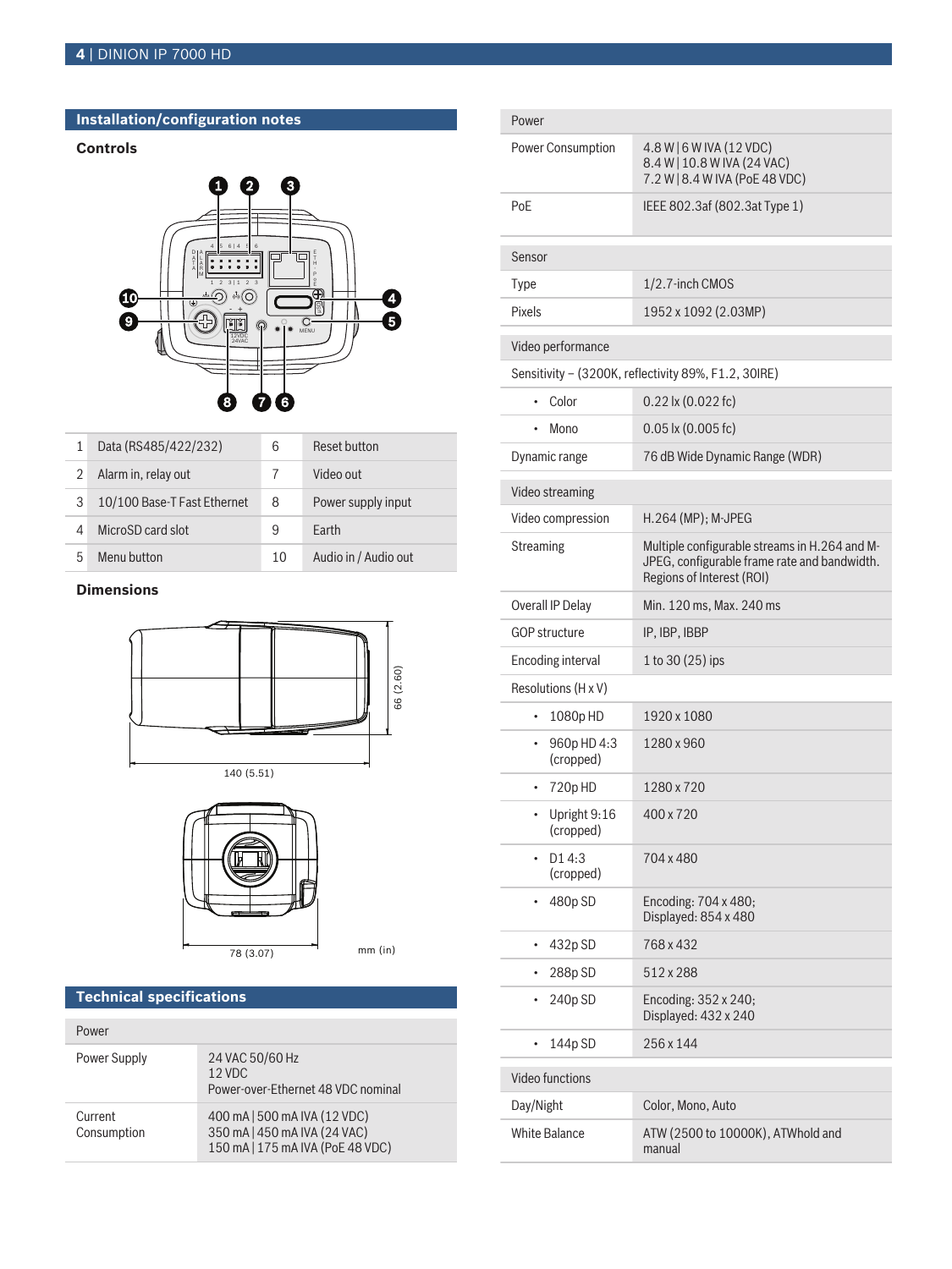## Installation/configuration notes

### Controls

| | | | |
|---|---|---|---|
| 1 | Data (RS485/422/232) | 6 | Reset button |
| 2 | Alarm in, relay out | 7 | Video out |
| 3 | 10/100 Base-T Fast Ethernet | 8 | Power supply input |
| 4 | MicroSD card slot | 9 | Earth |
| 5 | Menu button | 10 | Audio in / Audio out |

### Dimensions

140 (5.51)

66 (2.60)

78 (3.07)

mm (in)

## Technical specifications

| Power | |
|---|---|
| Power Supply | 24 VAC 50/60 Hz<br>12 VDC<br>Power-over-Ethernet 48 VDC nominal |
| Current Consumption | 400 mA \| 500 mA IVA (12 VDC)<br>350 mA \| 450 mA IVA (24 VAC)<br>150 mA \| 175 mA IVA (PoE 48 VDC) |
| Power Consumption | 4.8 W \| 6 W IVA (12 VDC)<br>8.4 W \| 10.8 W IVA (24 VAC)<br>7.2 W \| 8.4 W IVA (PoE 48 VDC) |
| PoE | IEEE 802.3af (802.3at Type 1) |

| Sensor | |
|---|---|
| Type | 1/2.7-inch CMOS |
| Pixels | 1952 x 1092 (2.03MP) |

| Video performance | |
|---|---|
| Sensitivity – (3200K, reflectivity 89%, F1.2, 30IRE) | |
| • Color | 0.22 lx (0.022 fc) |
| • Mono | 0.05 lx (0.005 fc) |
| Dynamic range | 76 dB Wide Dynamic Range (WDR) |

| Video streaming | |
|---|---|
| Video compression | H.264 (MP); M-JPEG |
| Streaming | Multiple configurable streams in H.264 and M-JPEG, configurable frame rate and bandwidth. Regions of Interest (ROI) |
| Overall IP Delay | Min. 120 ms, Max. 240 ms |
| GOP structure | IP, IBP, IBBP |
| Encoding interval | 1 to 30 (25) ips |
| Resolutions (H x V) | |
| • 1080p HD | 1920 x 1080 |
| • 960p HD 4:3 (cropped) | 1280 x 960 |
| • 720p HD | 1280 x 720 |
| • Upright 9:16 (cropped) | 400 x 720 |
| • D1 4:3 (cropped) | 704 x 480 |
| • 480p SD | Encoding: 704 x 480;<br>Displayed: 854 x 480 |
| • 432p SD | 768 x 432 |
| • 288p SD | 512 x 288 |
| • 240p SD | Encoding: 352 x 240;<br>Displayed: 432 x 240 |
| • 144p SD | 256 x 144 |

| Video functions | |
|---|---|
| Day/Night | Color, Mono, Auto |
| White Balance | ATW (2500 to 10000K), ATWhold and manual |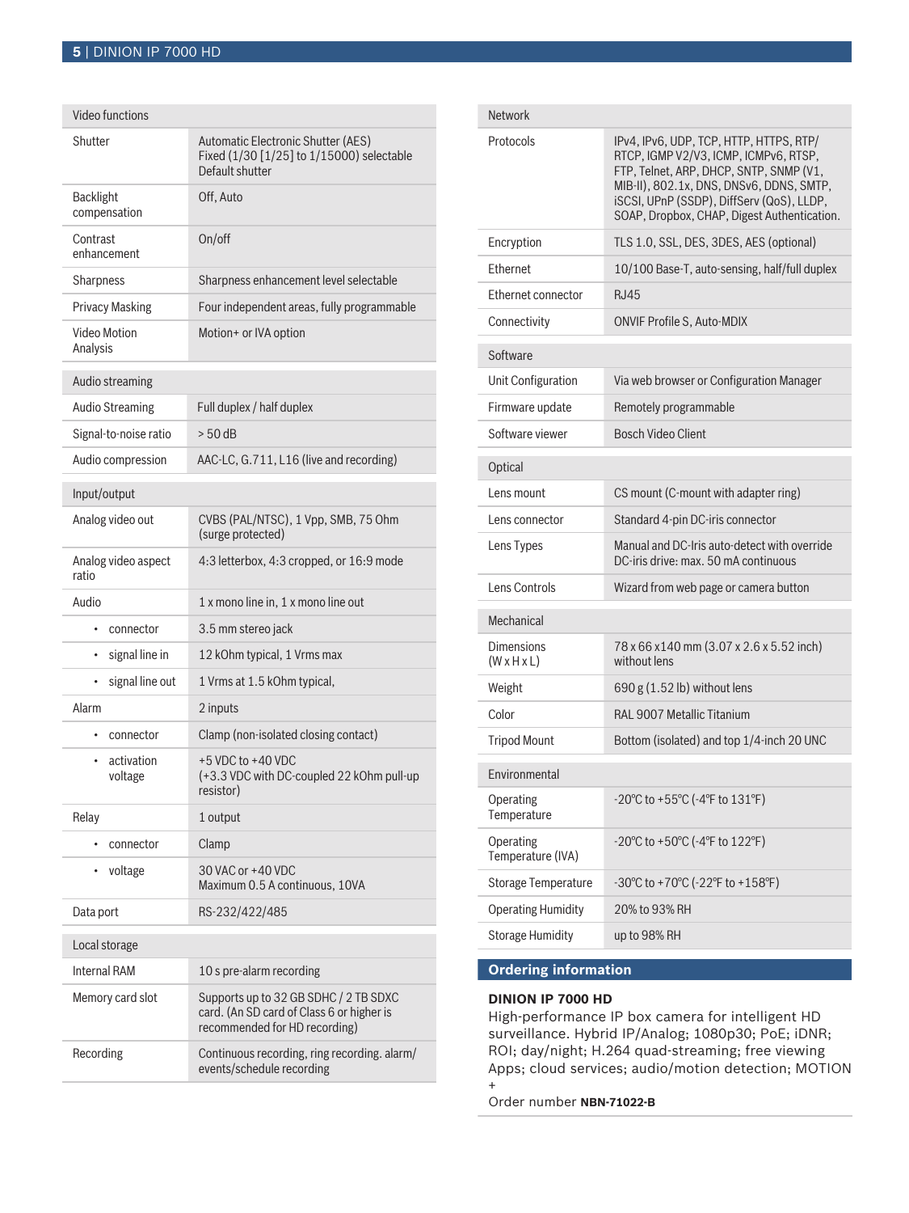| Video functions | |
|---|---|
| Shutter | Automatic Electronic Shutter (AES)<br>Fixed (1/30 [1/25] to 1/15000) selectable<br>Default shutter |
| Backlight compensation | Off, Auto |
| Contrast enhancement | On/off |
| Sharpness | Sharpness enhancement level selectable |
| Privacy Masking | Four independent areas, fully programmable |
| Video Motion Analysis | Motion+ or IVA option |

| Audio streaming | |
|---|---|
| Audio Streaming | Full duplex / half duplex |
| Signal-to-noise ratio | > 50 dB |
| Audio compression | AAC-LC, G.711, L16 (live and recording) |

| Input/output | |
|---|---|
| Analog video out | CVBS (PAL/NTSC), 1 Vpp, SMB, 75 Ohm (surge protected) |
| Analog video aspect ratio | 4:3 letterbox, 4:3 cropped, or 16:9 mode |
| Audio | 1 x mono line in, 1 x mono line out |
| • connector | 3.5 mm stereo jack |
| • signal line in | 12 kOhm typical, 1 Vrms max |
| • signal line out | 1 Vrms at 1.5 kOhm typical, |
| Alarm | 2 inputs |
| • connector | Clamp (non-isolated closing contact) |
| • activation voltage | +5 VDC to +40 VDC<br>(+3.3 VDC with DC-coupled 22 kOhm pull-up resistor) |
| Relay | 1 output |
| • connector | Clamp |
| • voltage | 30 VAC or +40 VDC<br>Maximum 0.5 A continuous, 10VA |
| Data port | RS-232/422/485 |

| Local storage | |
|---|---|
| Internal RAM | 10 s pre-alarm recording |
| Memory card slot | Supports up to 32 GB SDHC / 2 TB SDXC card. (An SD card of Class 6 or higher is recommended for HD recording) |
| Recording | Continuous recording, ring recording. alarm/events/schedule recording |

| Network | |
|---|---|
| Protocols | IPv4, IPv6, UDP, TCP, HTTP, HTTPS, RTP/RTCP, IGMP V2/V3, ICMP, ICMPv6, RTSP, FTP, Telnet, ARP, DHCP, SNTP, SNMP (V1, MIB-II), 802.1x, DNS, DNSv6, DDNS, SMTP, iSCSI, UPnP (SSDP), DiffServ (QoS), LLDP, SOAP, Dropbox, CHAP, Digest Authentication. |
| Encryption | TLS 1.0, SSL, DES, 3DES, AES (optional) |
| Ethernet | 10/100 Base-T, auto-sensing, half/full duplex |
| Ethernet connector | RJ45 |
| Connectivity | ONVIF Profile S, Auto-MDIX |

| Software | |
|---|---|
| Unit Configuration | Via web browser or Configuration Manager |
| Firmware update | Remotely programmable |
| Software viewer | Bosch Video Client |

| Optical | |
|---|---|
| Lens mount | CS mount (C-mount with adapter ring) |
| Lens connector | Standard 4-pin DC-iris connector |
| Lens Types | Manual and DC-Iris auto-detect with override<br>DC-iris drive: max. 50 mA continuous |
| Lens Controls | Wizard from web page or camera button |

| Mechanical | |
|---|---|
| Dimensions (W x H x L) | 78 x 66 x140 mm (3.07 x 2.6 x 5.52 inch) without lens |
| Weight | 690 g (1.52 lb) without lens |
| Color | RAL 9007 Metallic Titanium |
| Tripod Mount | Bottom (isolated) and top 1/4-inch 20 UNC |

| Environmental | |
|---|---|
| Operating Temperature | -20°C to +55°C (-4°F to 131°F) |
| Operating Temperature (IVA) | -20°C to +50°C (-4°F to 122°F) |
| Storage Temperature | -30°C to +70°C (-22°F to +158°F) |
| Operating Humidity | 20% to 93% RH |
| Storage Humidity | up to 98% RH |

## Ordering information

**DINION IP 7000 HD**
High-performance IP box camera for intelligent HD surveillance. Hybrid IP/Analog; 1080p30; PoE; iDNR; ROI; day/night; H.264 quad-streaming; free viewing Apps; cloud services; audio/motion detection; MOTION +
Order number **NBN-71022-B**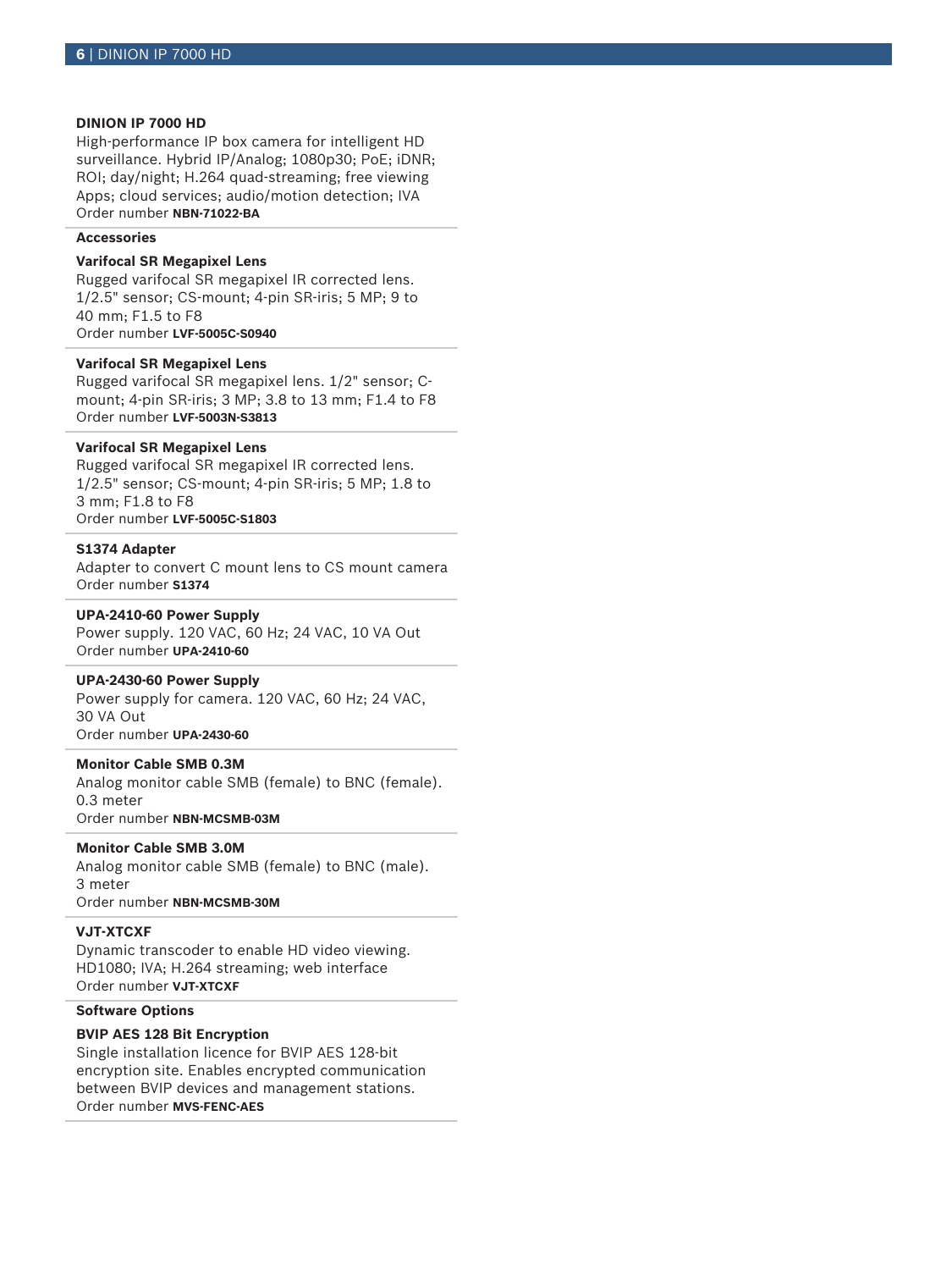**DINION IP 7000 HD**

High-performance IP box camera for intelligent HD surveillance. Hybrid IP/Analog; 1080p30; PoE; iDNR; ROI; day/night; H.264 quad-streaming; free viewing Apps; cloud services; audio/motion detection; IVA
Order number **NBN-71022-BA**

**Accessories**

**Varifocal SR Megapixel Lens**

Rugged varifocal SR megapixel IR corrected lens. 1/2.5" sensor; CS-mount; 4-pin SR-iris; 5 MP; 9 to 40 mm; F1.5 to F8
Order number **LVF-5005C-S0940**

**Varifocal SR Megapixel Lens**

Rugged varifocal SR megapixel lens. 1/2" sensor; C-mount; 4-pin SR-iris; 3 MP; 3.8 to 13 mm; F1.4 to F8
Order number **LVF-5003N-S3813**

**Varifocal SR Megapixel Lens**

Rugged varifocal SR megapixel IR corrected lens. 1/2.5" sensor; CS-mount; 4-pin SR-iris; 5 MP; 1.8 to 3 mm; F1.8 to F8
Order number **LVF-5005C-S1803**

**S1374 Adapter**

Adapter to convert C mount lens to CS mount camera
Order number **S1374**

**UPA-2410-60 Power Supply**

Power supply. 120 VAC, 60 Hz; 24 VAC, 10 VA Out
Order number **UPA-2410-60**

**UPA-2430-60 Power Supply**

Power supply for camera. 120 VAC, 60 Hz; 24 VAC, 30 VA Out
Order number **UPA-2430-60**

**Monitor Cable SMB 0.3M**

Analog monitor cable SMB (female) to BNC (female). 0.3 meter
Order number **NBN-MCSMB-03M**

**Monitor Cable SMB 3.0M**

Analog monitor cable SMB (female) to BNC (male). 3 meter
Order number **NBN-MCSMB-30M**

**VJT-XTCXF**

Dynamic transcoder to enable HD video viewing. HD1080; IVA; H.264 streaming; web interface
Order number **VJT-XTCXF**

**Software Options**

**BVIP AES 128 Bit Encryption**

Single installation licence for BVIP AES 128-bit encryption site. Enables encrypted communication between BVIP devices and management stations.
Order number **MVS-FENC-AES**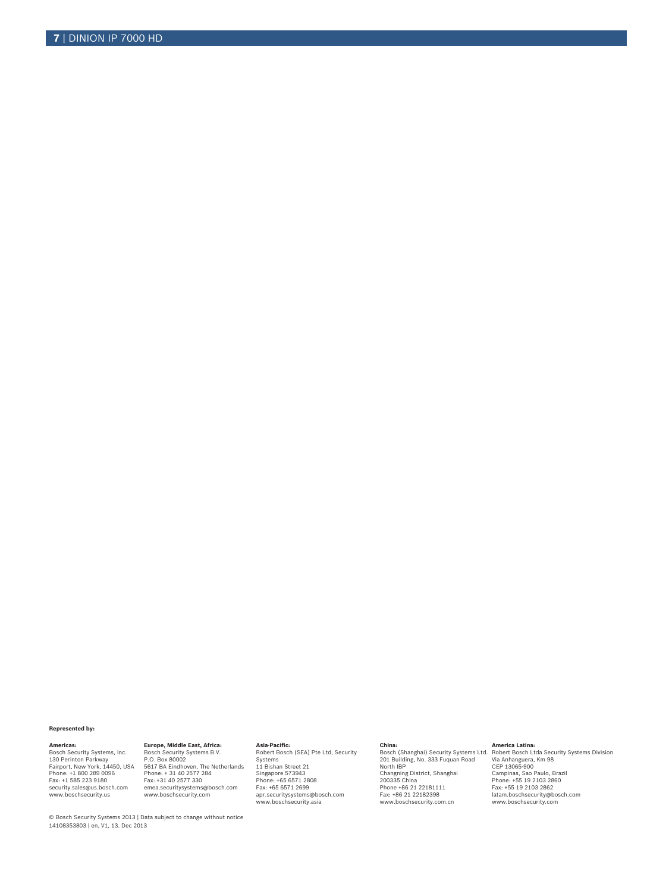**Represented by:**

**Americas:**
Bosch Security Systems, Inc.
130 Perinton Parkway
Fairport, New York, 14450, USA
Phone: +1 800 289 0096
Fax: +1 585 223 9180
security.sales@us.bosch.com
www.boschsecurity.us

**Europe, Middle East, Africa:**
Bosch Security Systems B.V.
P.O. Box 80002
5617 BA Eindhoven, The Netherlands
Phone: + 31 40 2577 284
Fax: +31 40 2577 330
emea.securitysystems@bosch.com
www.boschsecurity.com

**Asia-Pacific:**
Robert Bosch (SEA) Pte Ltd, Security Systems
11 Bishan Street 21
Singapore 573943
Phone: +65 6571 2808
Fax: +65 6571 2699
apr.securitysystems@bosch.com
www.boschsecurity.asia

**China:**
Bosch (Shanghai) Security Systems Ltd.
201 Building, No. 333 Fuquan Road
North IBP
Changning District, Shanghai
200335 China
Phone +86 21 22181111
Fax: +86 21 22182398
www.boschsecurity.com.cn

**America Latina:**
Robert Bosch Ltda Security Systems Division
Via Anhanguera, Km 98
CEP 13065-900
Campinas, Sao Paulo, Brazil
Phone: +55 19 2103 2860
Fax: +55 19 2103 2862
latam.boschsecurity@bosch.com
www.boschsecurity.com

© Bosch Security Systems 2013 | Data subject to change without notice
14108353803 | en, V1, 13. Dec 2013